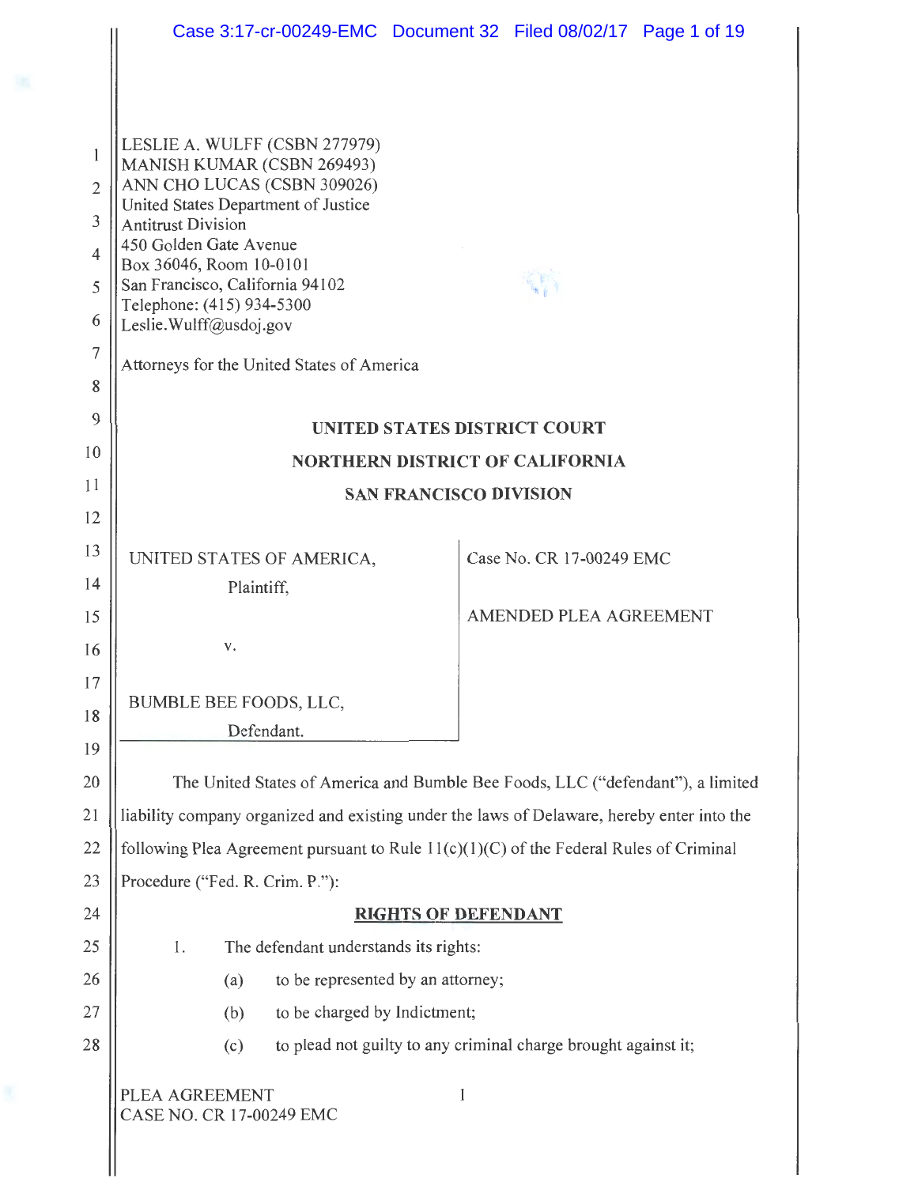LESLIE A. WULFF (CSBN 277979)
MANISH KUMAR (CSBN 269493)
ANN CHO LUCAS (CSBN 309026)
United States Department of Justice
Antitrust Division
450 Golden Gate Avenue
Box 36046, Room 10-0101
San Francisco, California 94102
Telephone: (415) 934-5300
Leslie.Wulff@usdoj.gov

Attorneys for the United States of America

**UNITED STATES DISTRICT COURT**

**NORTHERN DISTRICT OF CALIFORNIA**

**SAN FRANCISCO DIVISION**

| | |
|---|---|
| UNITED STATES OF AMERICA,<br>Plaintiff,<br><br>v.<br><br>BUMBLE BEE FOODS, LLC,<br>Defendant. | Case No. CR 17-00249 EMC<br><br>AMENDED PLEA AGREEMENT |

The United States of America and Bumble Bee Foods, LLC ("defendant"), a limited liability company organized and existing under the laws of Delaware, hereby enter into the following Plea Agreement pursuant to Rule 11(c)(1)(C) of the Federal Rules of Criminal Procedure ("Fed. R. Crim. P."):

**RIGHTS OF DEFENDANT**

1. The defendant understands its rights:

   (a) to be represented by an attorney;

   (b) to be charged by Indictment;

   (c) to plead not guilty to any criminal charge brought against it;

PLEA AGREEMENT
CASE NO. CR 17-00249 EMC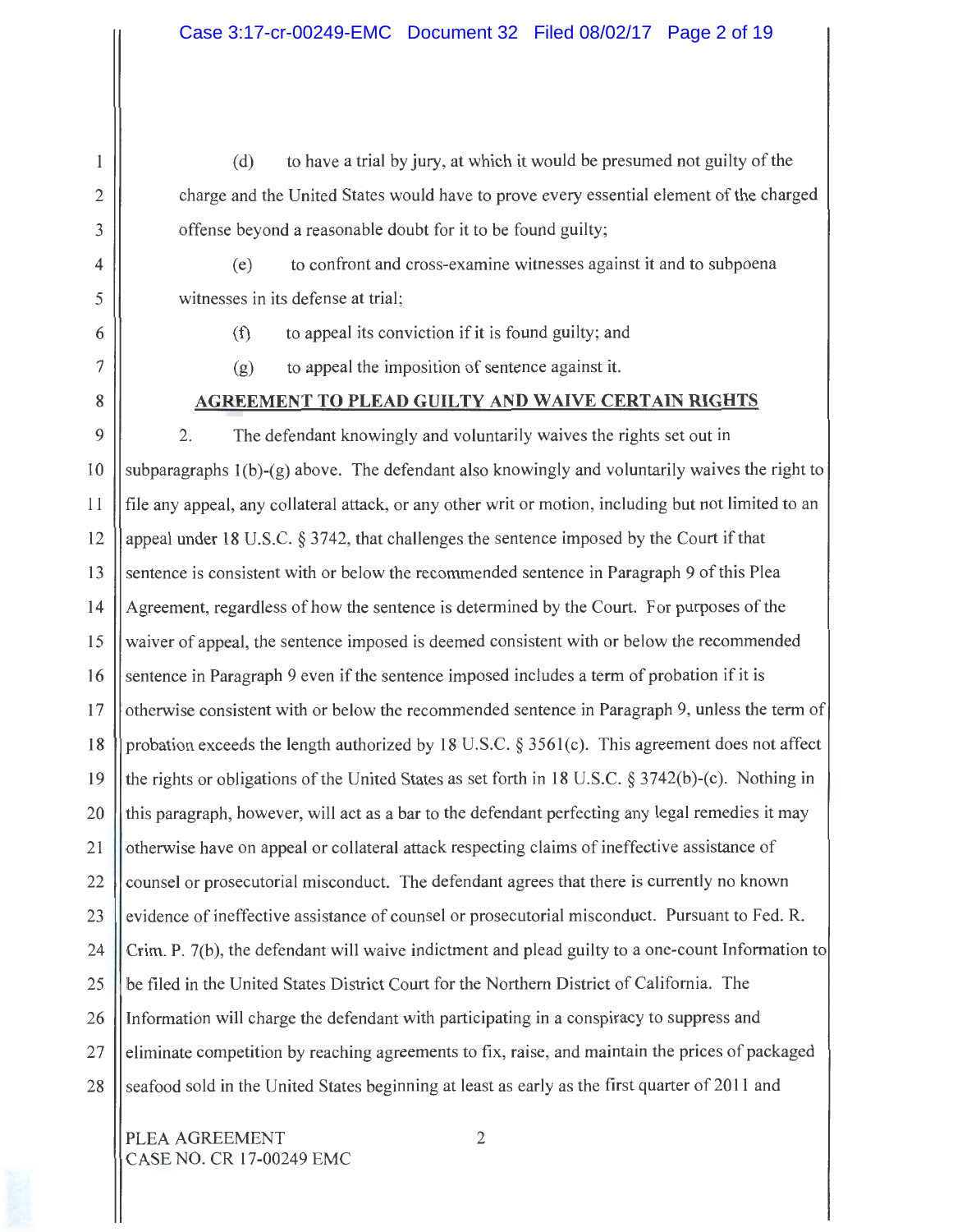(d) to have a trial by jury, at which it would be presumed not guilty of the charge and the United States would have to prove every essential element of the charged offense beyond a reasonable doubt for it to be found guilty;

(e) to confront and cross-examine witnesses against it and to subpoena witnesses in its defense at trial;

(f) to appeal its conviction if it is found guilty; and

(g) to appeal the imposition of sentence against it.

## AGREEMENT TO PLEAD GUILTY AND WAIVE CERTAIN RIGHTS

2. The defendant knowingly and voluntarily waives the rights set out in subparagraphs 1(b)-(g) above. The defendant also knowingly and voluntarily waives the right to file any appeal, any collateral attack, or any other writ or motion, including but not limited to an appeal under 18 U.S.C. § 3742, that challenges the sentence imposed by the Court if that sentence is consistent with or below the recommended sentence in Paragraph 9 of this Plea Agreement, regardless of how the sentence is determined by the Court. For purposes of the waiver of appeal, the sentence imposed is deemed consistent with or below the recommended sentence in Paragraph 9 even if the sentence imposed includes a term of probation if it is otherwise consistent with or below the recommended sentence in Paragraph 9, unless the term of probation exceeds the length authorized by 18 U.S.C. § 3561(c). This agreement does not affect the rights or obligations of the United States as set forth in 18 U.S.C. § 3742(b)-(c). Nothing in this paragraph, however, will act as a bar to the defendant perfecting any legal remedies it may otherwise have on appeal or collateral attack respecting claims of ineffective assistance of counsel or prosecutorial misconduct. The defendant agrees that there is currently no known evidence of ineffective assistance of counsel or prosecutorial misconduct. Pursuant to Fed. R. Crim. P. 7(b), the defendant will waive indictment and plead guilty to a one-count Information to be filed in the United States District Court for the Northern District of California. The Information will charge the defendant with participating in a conspiracy to suppress and eliminate competition by reaching agreements to fix, raise, and maintain the prices of packaged seafood sold in the United States beginning at least as early as the first quarter of 2011 and

PLEA AGREEMENT
CASE NO. CR 17-00249 EMC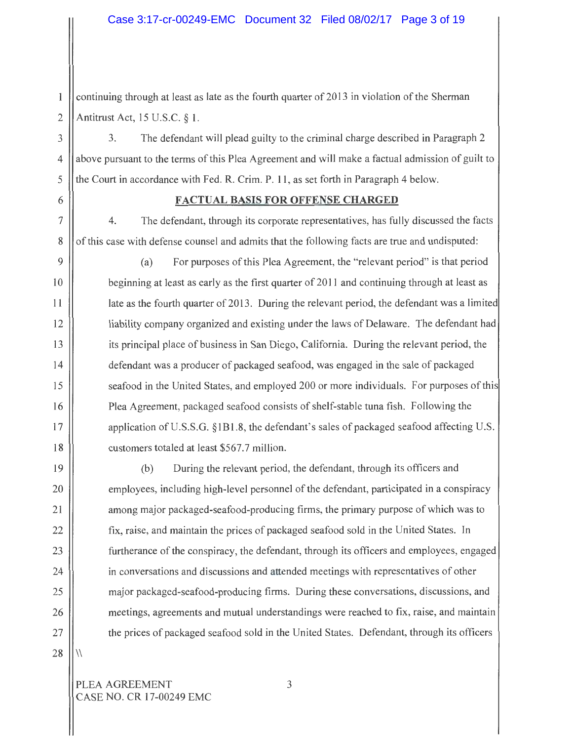continuing through at least as late as the fourth quarter of 2013 in violation of the Sherman Antitrust Act, 15 U.S.C. § 1.

3. The defendant will plead guilty to the criminal charge described in Paragraph 2 above pursuant to the terms of this Plea Agreement and will make a factual admission of guilt to the Court in accordance with Fed. R. Crim. P. 11, as set forth in Paragraph 4 below.

## FACTUAL BASIS FOR OFFENSE CHARGED

4. The defendant, through its corporate representatives, has fully discussed the facts of this case with defense counsel and admits that the following facts are true and undisputed:

(a) For purposes of this Plea Agreement, the "relevant period" is that period beginning at least as early as the first quarter of 2011 and continuing through at least as late as the fourth quarter of 2013. During the relevant period, the defendant was a limited liability company organized and existing under the laws of Delaware. The defendant had its principal place of business in San Diego, California. During the relevant period, the defendant was a producer of packaged seafood, was engaged in the sale of packaged seafood in the United States, and employed 200 or more individuals. For purposes of this Plea Agreement, packaged seafood consists of shelf-stable tuna fish. Following the application of U.S.S.G. §1B1.8, the defendant's sales of packaged seafood affecting U.S. customers totaled at least $567.7 million.

(b) During the relevant period, the defendant, through its officers and employees, including high-level personnel of the defendant, participated in a conspiracy among major packaged-seafood-producing firms, the primary purpose of which was to fix, raise, and maintain the prices of packaged seafood sold in the United States. In furtherance of the conspiracy, the defendant, through its officers and employees, engaged in conversations and discussions and attended meetings with representatives of other major packaged-seafood-producing firms. During these conversations, discussions, and meetings, agreements and mutual understandings were reached to fix, raise, and maintain the prices of packaged seafood sold in the United States. Defendant, through its officers

\\

PLEA AGREEMENT
CASE NO. CR 17-00249 EMC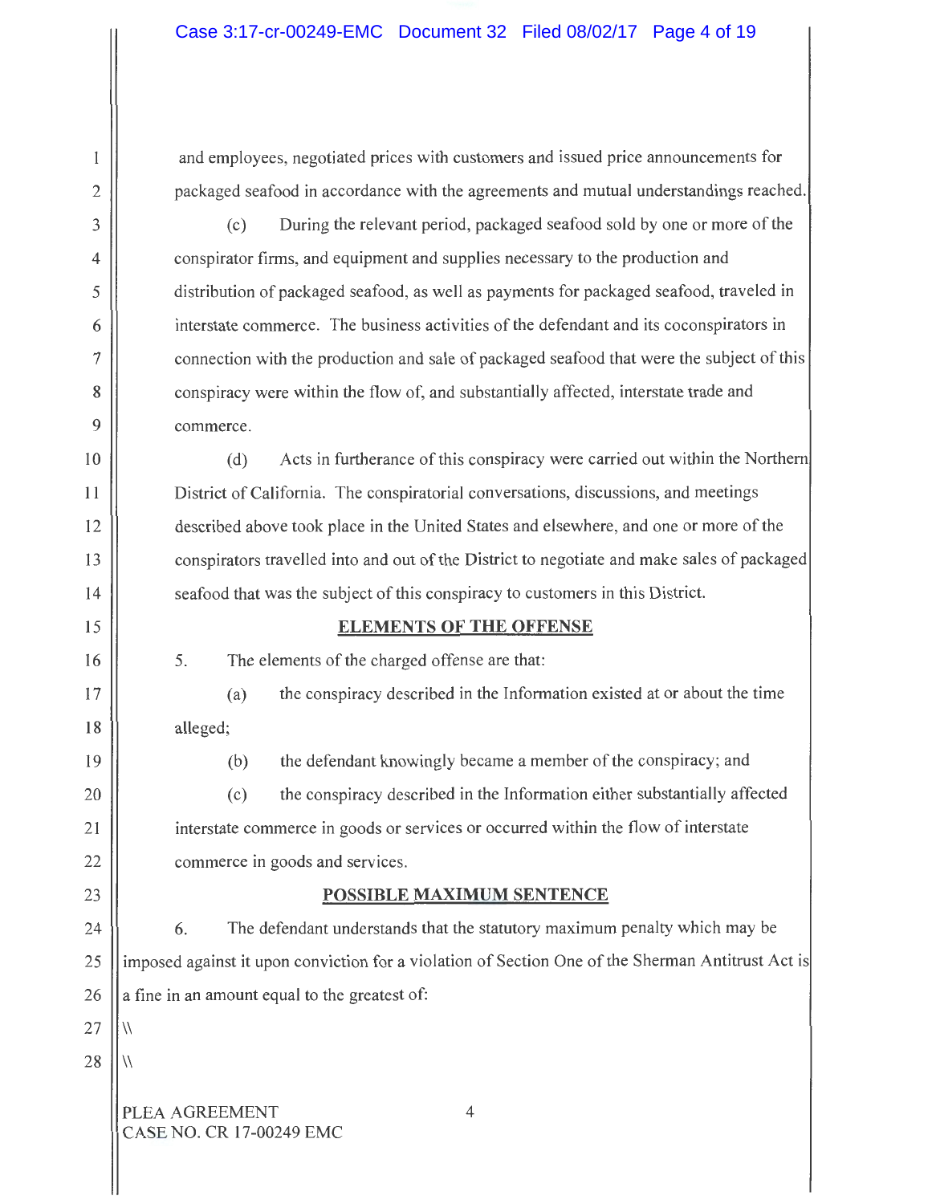and employees, negotiated prices with customers and issued price announcements for packaged seafood in accordance with the agreements and mutual understandings reached.

(c) During the relevant period, packaged seafood sold by one or more of the conspirator firms, and equipment and supplies necessary to the production and distribution of packaged seafood, as well as payments for packaged seafood, traveled in interstate commerce. The business activities of the defendant and its coconspirators in connection with the production and sale of packaged seafood that were the subject of this conspiracy were within the flow of, and substantially affected, interstate trade and commerce.

(d) Acts in furtherance of this conspiracy were carried out within the Northern District of California. The conspiratorial conversations, discussions, and meetings described above took place in the United States and elsewhere, and one or more of the conspirators travelled into and out of the District to negotiate and make sales of packaged seafood that was the subject of this conspiracy to customers in this District.

## ELEMENTS OF THE OFFENSE

5. The elements of the charged offense are that:

(a) the conspiracy described in the Information existed at or about the time alleged;

(b) the defendant knowingly became a member of the conspiracy; and

(c) the conspiracy described in the Information either substantially affected interstate commerce in goods or services or occurred within the flow of interstate commerce in goods and services.

## POSSIBLE MAXIMUM SENTENCE

6. The defendant understands that the statutory maximum penalty which may be imposed against it upon conviction for a violation of Section One of the Sherman Antitrust Act is a fine in an amount equal to the greatest of:

\\

\\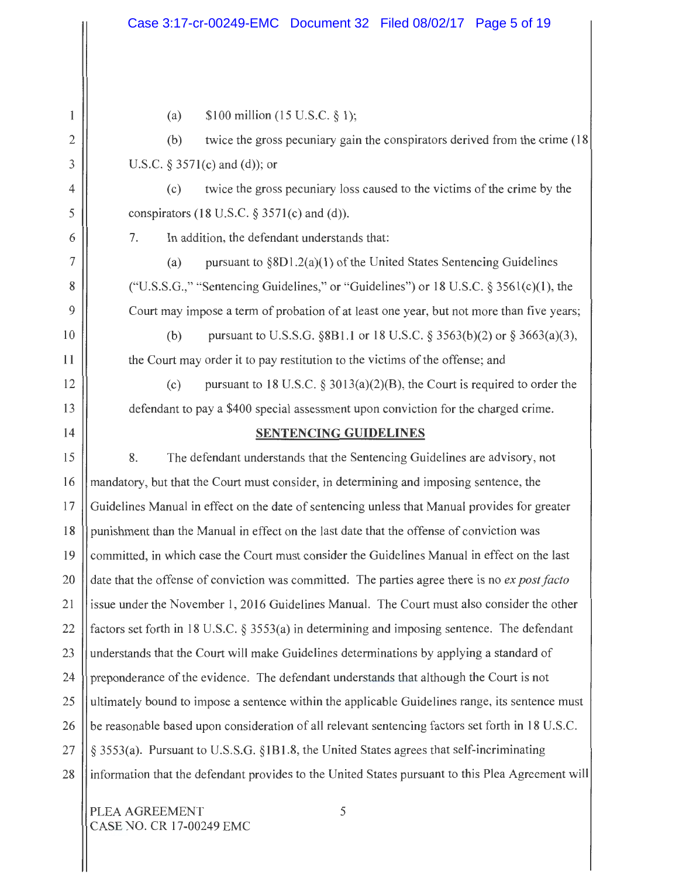(a) $100 million (15 U.S.C. § 1);

(b) twice the gross pecuniary gain the conspirators derived from the crime (18 U.S.C. § 3571(c) and (d)); or

(c) twice the gross pecuniary loss caused to the victims of the crime by the conspirators (18 U.S.C. § 3571(c) and (d)).

7. In addition, the defendant understands that:

(a) pursuant to §8D1.2(a)(1) of the United States Sentencing Guidelines ("U.S.S.G.," "Sentencing Guidelines," or "Guidelines") or 18 U.S.C. § 3561(c)(1), the Court may impose a term of probation of at least one year, but not more than five years;

(b) pursuant to U.S.S.G. §8B1.1 or 18 U.S.C. § 3563(b)(2) or § 3663(a)(3), the Court may order it to pay restitution to the victims of the offense; and

(c) pursuant to 18 U.S.C. § 3013(a)(2)(B), the Court is required to order the defendant to pay a $400 special assessment upon conviction for the charged crime.

## SENTENCING GUIDELINES

8. The defendant understands that the Sentencing Guidelines are advisory, not mandatory, but that the Court must consider, in determining and imposing sentence, the Guidelines Manual in effect on the date of sentencing unless that Manual provides for greater punishment than the Manual in effect on the last date that the offense of conviction was committed, in which case the Court must consider the Guidelines Manual in effect on the last date that the offense of conviction was committed. The parties agree there is no *ex post facto* issue under the November 1, 2016 Guidelines Manual. The Court must also consider the other factors set forth in 18 U.S.C. § 3553(a) in determining and imposing sentence. The defendant understands that the Court will make Guidelines determinations by applying a standard of preponderance of the evidence. The defendant understands that although the Court is not ultimately bound to impose a sentence within the applicable Guidelines range, its sentence must be reasonable based upon consideration of all relevant sentencing factors set forth in 18 U.S.C. § 3553(a). Pursuant to U.S.S.G. §1B1.8, the United States agrees that self-incriminating information that the defendant provides to the United States pursuant to this Plea Agreement will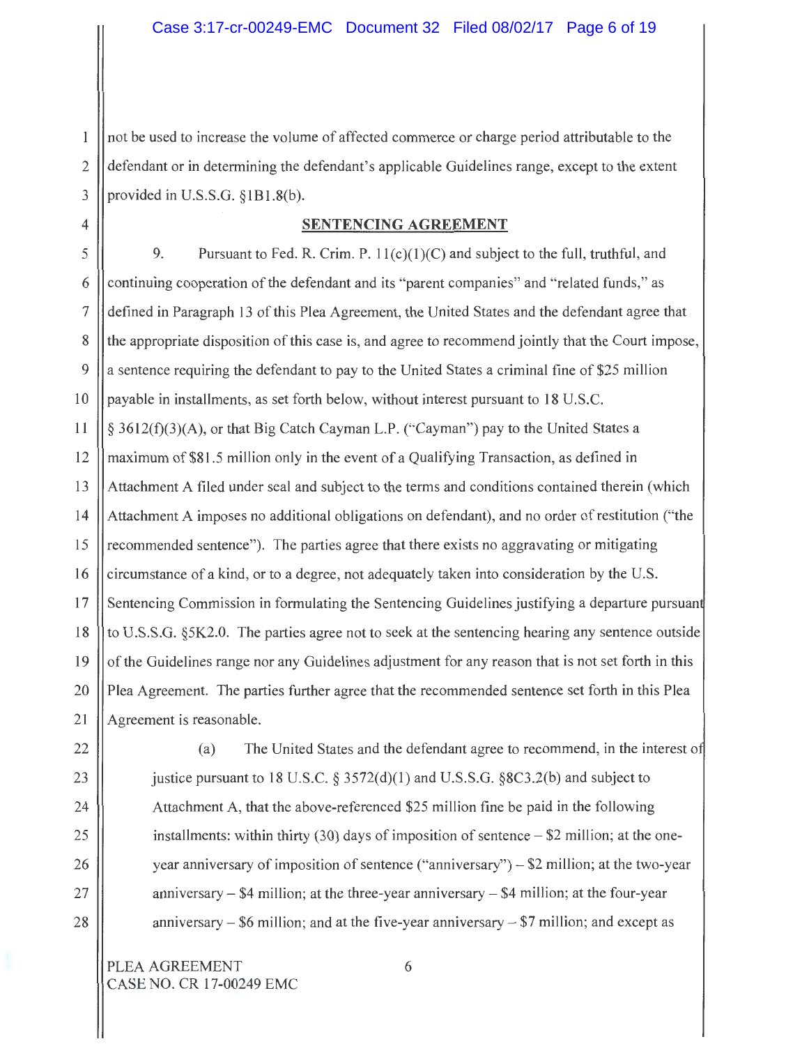not be used to increase the volume of affected commerce or charge period attributable to the defendant or in determining the defendant's applicable Guidelines range, except to the extent provided in U.S.S.G. §1B1.8(b).

## SENTENCING AGREEMENT

9. Pursuant to Fed. R. Crim. P. 11(c)(1)(C) and subject to the full, truthful, and continuing cooperation of the defendant and its "parent companies" and "related funds," as defined in Paragraph 13 of this Plea Agreement, the United States and the defendant agree that the appropriate disposition of this case is, and agree to recommend jointly that the Court impose, a sentence requiring the defendant to pay to the United States a criminal fine of $25 million payable in installments, as set forth below, without interest pursuant to 18 U.S.C. § 3612(f)(3)(A), or that Big Catch Cayman L.P. ("Cayman") pay to the United States a maximum of $81.5 million only in the event of a Qualifying Transaction, as defined in Attachment A filed under seal and subject to the terms and conditions contained therein (which Attachment A imposes no additional obligations on defendant), and no order of restitution ("the recommended sentence"). The parties agree that there exists no aggravating or mitigating circumstance of a kind, or to a degree, not adequately taken into consideration by the U.S. Sentencing Commission in formulating the Sentencing Guidelines justifying a departure pursuant to U.S.S.G. §5K2.0. The parties agree not to seek at the sentencing hearing any sentence outside of the Guidelines range nor any Guidelines adjustment for any reason that is not set forth in this Plea Agreement. The parties further agree that the recommended sentence set forth in this Plea Agreement is reasonable.

(a) The United States and the defendant agree to recommend, in the interest of justice pursuant to 18 U.S.C. § 3572(d)(1) and U.S.S.G. §8C3.2(b) and subject to Attachment A, that the above-referenced $25 million fine be paid in the following installments: within thirty (30) days of imposition of sentence – $2 million; at the one-year anniversary of imposition of sentence ("anniversary") – $2 million; at the two-year anniversary – $4 million; at the three-year anniversary – $4 million; at the four-year anniversary – $6 million; and at the five-year anniversary – $7 million; and except as

PLEA AGREEMENT
CASE NO. CR 17-00249 EMC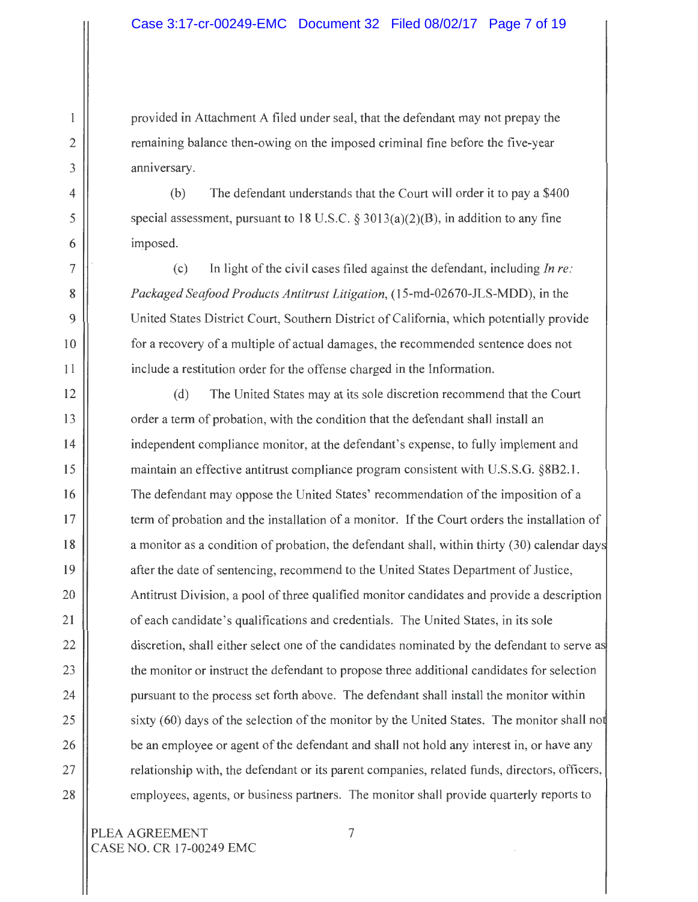provided in Attachment A filed under seal, that the defendant may not prepay the remaining balance then-owing on the imposed criminal fine before the five-year anniversary.

(b) The defendant understands that the Court will order it to pay a $400 special assessment, pursuant to 18 U.S.C. § 3013(a)(2)(B), in addition to any fine imposed.

(c) In light of the civil cases filed against the defendant, including *In re: Packaged Seafood Products Antitrust Litigation*, (15-md-02670-JLS-MDD), in the United States District Court, Southern District of California, which potentially provide for a recovery of a multiple of actual damages, the recommended sentence does not include a restitution order for the offense charged in the Information.

(d) The United States may at its sole discretion recommend that the Court order a term of probation, with the condition that the defendant shall install an independent compliance monitor, at the defendant's expense, to fully implement and maintain an effective antitrust compliance program consistent with U.S.S.G. §8B2.1. The defendant may oppose the United States' recommendation of the imposition of a term of probation and the installation of a monitor. If the Court orders the installation of a monitor as a condition of probation, the defendant shall, within thirty (30) calendar days after the date of sentencing, recommend to the United States Department of Justice, Antitrust Division, a pool of three qualified monitor candidates and provide a description of each candidate's qualifications and credentials. The United States, in its sole discretion, shall either select one of the candidates nominated by the defendant to serve as the monitor or instruct the defendant to propose three additional candidates for selection pursuant to the process set forth above. The defendant shall install the monitor within sixty (60) days of the selection of the monitor by the United States. The monitor shall not be an employee or agent of the defendant and shall not hold any interest in, or have any relationship with, the defendant or its parent companies, related funds, directors, officers, employees, agents, or business partners. The monitor shall provide quarterly reports to

PLEA AGREEMENT
CASE NO. CR 17-00249 EMC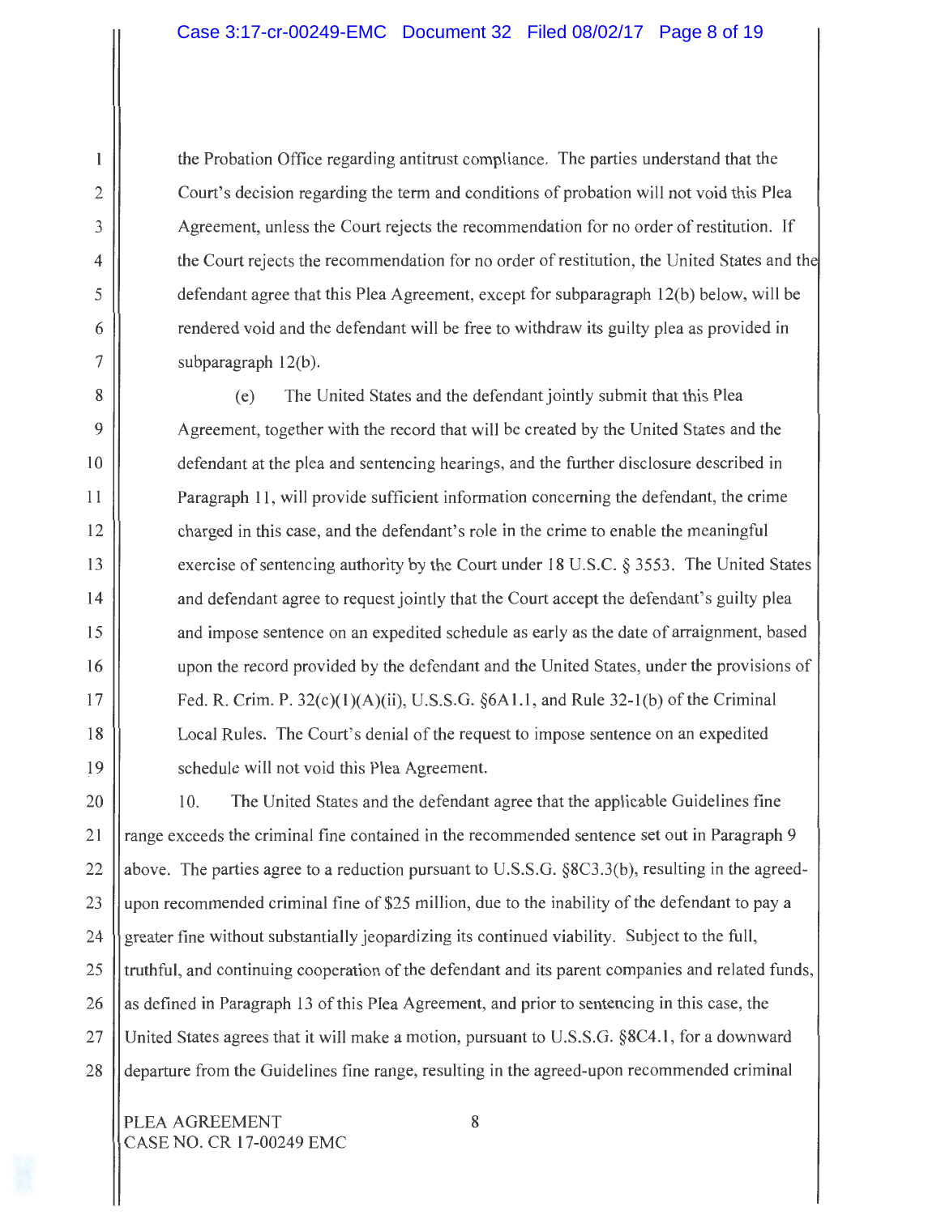the Probation Office regarding antitrust compliance. The parties understand that the Court's decision regarding the term and conditions of probation will not void this Plea Agreement, unless the Court rejects the recommendation for no order of restitution. If the Court rejects the recommendation for no order of restitution, the United States and the defendant agree that this Plea Agreement, except for subparagraph 12(b) below, will be rendered void and the defendant will be free to withdraw its guilty plea as provided in subparagraph 12(b).

(e) The United States and the defendant jointly submit that this Plea Agreement, together with the record that will be created by the United States and the defendant at the plea and sentencing hearings, and the further disclosure described in Paragraph 11, will provide sufficient information concerning the defendant, the crime charged in this case, and the defendant's role in the crime to enable the meaningful exercise of sentencing authority by the Court under 18 U.S.C. § 3553. The United States and defendant agree to request jointly that the Court accept the defendant's guilty plea and impose sentence on an expedited schedule as early as the date of arraignment, based upon the record provided by the defendant and the United States, under the provisions of Fed. R. Crim. P. 32(c)(1)(A)(ii), U.S.S.G. §6A1.1, and Rule 32-1(b) of the Criminal Local Rules. The Court's denial of the request to impose sentence on an expedited schedule will not void this Plea Agreement.

10. The United States and the defendant agree that the applicable Guidelines fine range exceeds the criminal fine contained in the recommended sentence set out in Paragraph 9 above. The parties agree to a reduction pursuant to U.S.S.G. §8C3.3(b), resulting in the agreed-upon recommended criminal fine of $25 million, due to the inability of the defendant to pay a greater fine without substantially jeopardizing its continued viability. Subject to the full, truthful, and continuing cooperation of the defendant and its parent companies and related funds, as defined in Paragraph 13 of this Plea Agreement, and prior to sentencing in this case, the United States agrees that it will make a motion, pursuant to U.S.S.G. §8C4.1, for a downward departure from the Guidelines fine range, resulting in the agreed-upon recommended criminal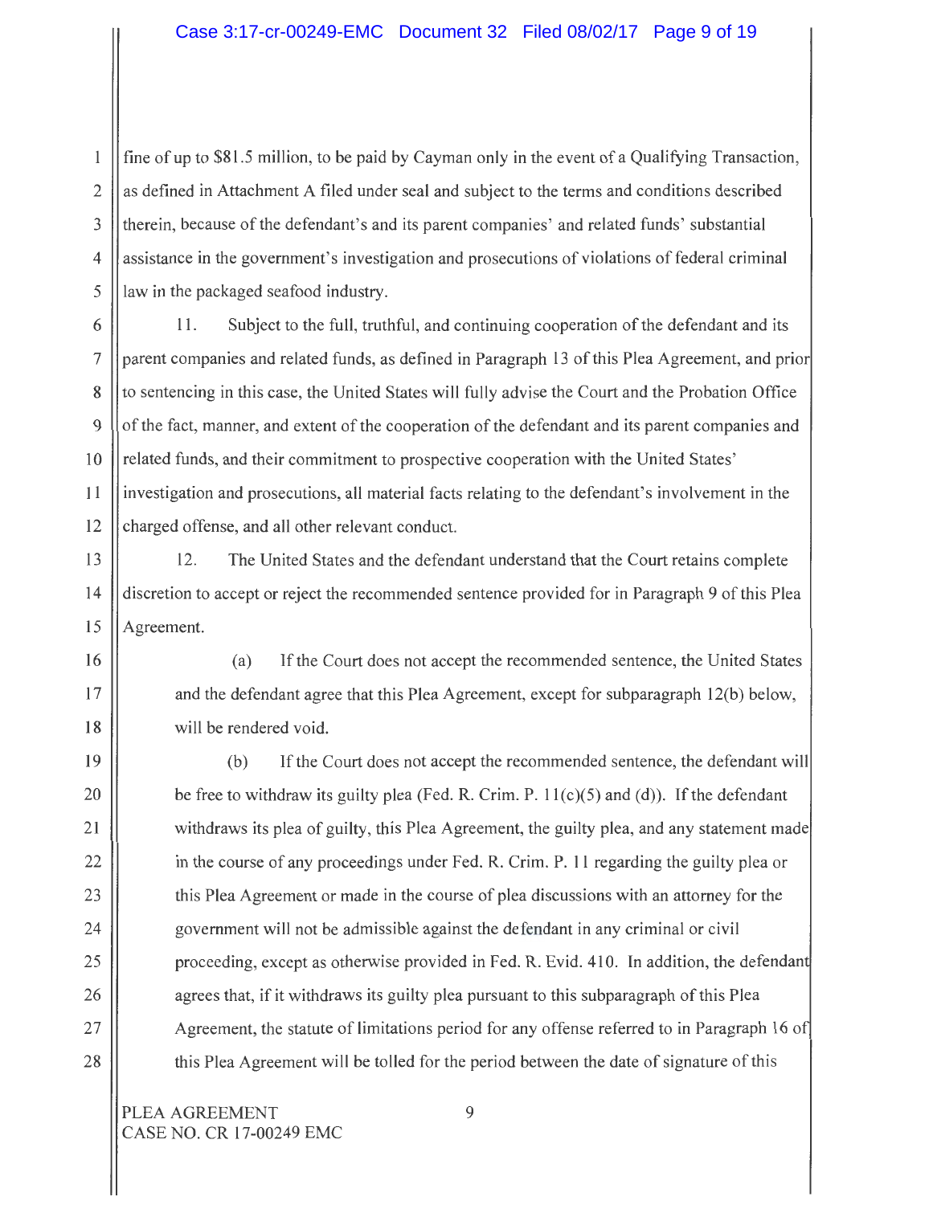fine of up to $81.5 million, to be paid by Cayman only in the event of a Qualifying Transaction, as defined in Attachment A filed under seal and subject to the terms and conditions described therein, because of the defendant's and its parent companies' and related funds' substantial assistance in the government's investigation and prosecutions of violations of federal criminal law in the packaged seafood industry.

11. Subject to the full, truthful, and continuing cooperation of the defendant and its parent companies and related funds, as defined in Paragraph 13 of this Plea Agreement, and prior to sentencing in this case, the United States will fully advise the Court and the Probation Office of the fact, manner, and extent of the cooperation of the defendant and its parent companies and related funds, and their commitment to prospective cooperation with the United States' investigation and prosecutions, all material facts relating to the defendant's involvement in the charged offense, and all other relevant conduct.

12. The United States and the defendant understand that the Court retains complete discretion to accept or reject the recommended sentence provided for in Paragraph 9 of this Plea Agreement.

(a) If the Court does not accept the recommended sentence, the United States and the defendant agree that this Plea Agreement, except for subparagraph 12(b) below, will be rendered void.

(b) If the Court does not accept the recommended sentence, the defendant will be free to withdraw its guilty plea (Fed. R. Crim. P. 11(c)(5) and (d)). If the defendant withdraws its plea of guilty, this Plea Agreement, the guilty plea, and any statement made in the course of any proceedings under Fed. R. Crim. P. 11 regarding the guilty plea or this Plea Agreement or made in the course of plea discussions with an attorney for the government will not be admissible against the defendant in any criminal or civil proceeding, except as otherwise provided in Fed. R. Evid. 410. In addition, the defendant agrees that, if it withdraws its guilty plea pursuant to this subparagraph of this Plea Agreement, the statute of limitations period for any offense referred to in Paragraph 16 of this Plea Agreement will be tolled for the period between the date of signature of this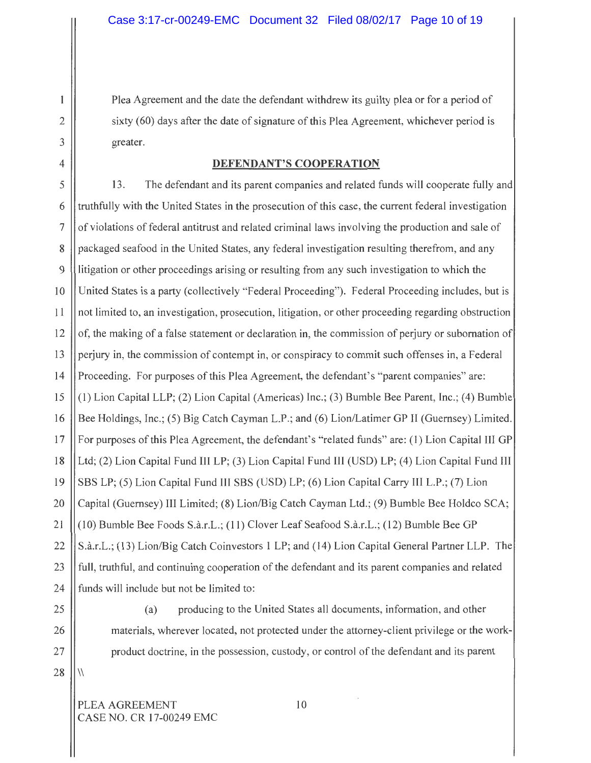Plea Agreement and the date the defendant withdrew its guilty plea or for a period of sixty (60) days after the date of signature of this Plea Agreement, whichever period is greater.

## DEFENDANT'S COOPERATION

13. The defendant and its parent companies and related funds will cooperate fully and truthfully with the United States in the prosecution of this case, the current federal investigation of violations of federal antitrust and related criminal laws involving the production and sale of packaged seafood in the United States, any federal investigation resulting therefrom, and any litigation or other proceedings arising or resulting from any such investigation to which the United States is a party (collectively "Federal Proceeding"). Federal Proceeding includes, but is not limited to, an investigation, prosecution, litigation, or other proceeding regarding obstruction of, the making of a false statement or declaration in, the commission of perjury or subornation of perjury in, the commission of contempt in, or conspiracy to commit such offenses in, a Federal Proceeding. For purposes of this Plea Agreement, the defendant's "parent companies" are: (1) Lion Capital LLP; (2) Lion Capital (Americas) Inc.; (3) Bumble Bee Parent, Inc.; (4) Bumble Bee Holdings, Inc.; (5) Big Catch Cayman L.P.; and (6) Lion/Latimer GP II (Guernsey) Limited. For purposes of this Plea Agreement, the defendant's "related funds" are: (1) Lion Capital III GP Ltd; (2) Lion Capital Fund III LP; (3) Lion Capital Fund III (USD) LP; (4) Lion Capital Fund III SBS LP; (5) Lion Capital Fund III SBS (USD) LP; (6) Lion Capital Carry III L.P.; (7) Lion Capital (Guernsey) III Limited; (8) Lion/Big Catch Cayman Ltd.; (9) Bumble Bee Holdco SCA; (10) Bumble Bee Foods S.à.r.L.; (11) Clover Leaf Seafood S.à.r.L.; (12) Bumble Bee GP S.à.r.L.; (13) Lion/Big Catch Coinvestors 1 LP; and (14) Lion Capital General Partner LLP. The full, truthful, and continuing cooperation of the defendant and its parent companies and related funds will include but not be limited to:

(a) producing to the United States all documents, information, and other materials, wherever located, not protected under the attorney-client privilege or the work-product doctrine, in the possession, custody, or control of the defendant and its parent

\\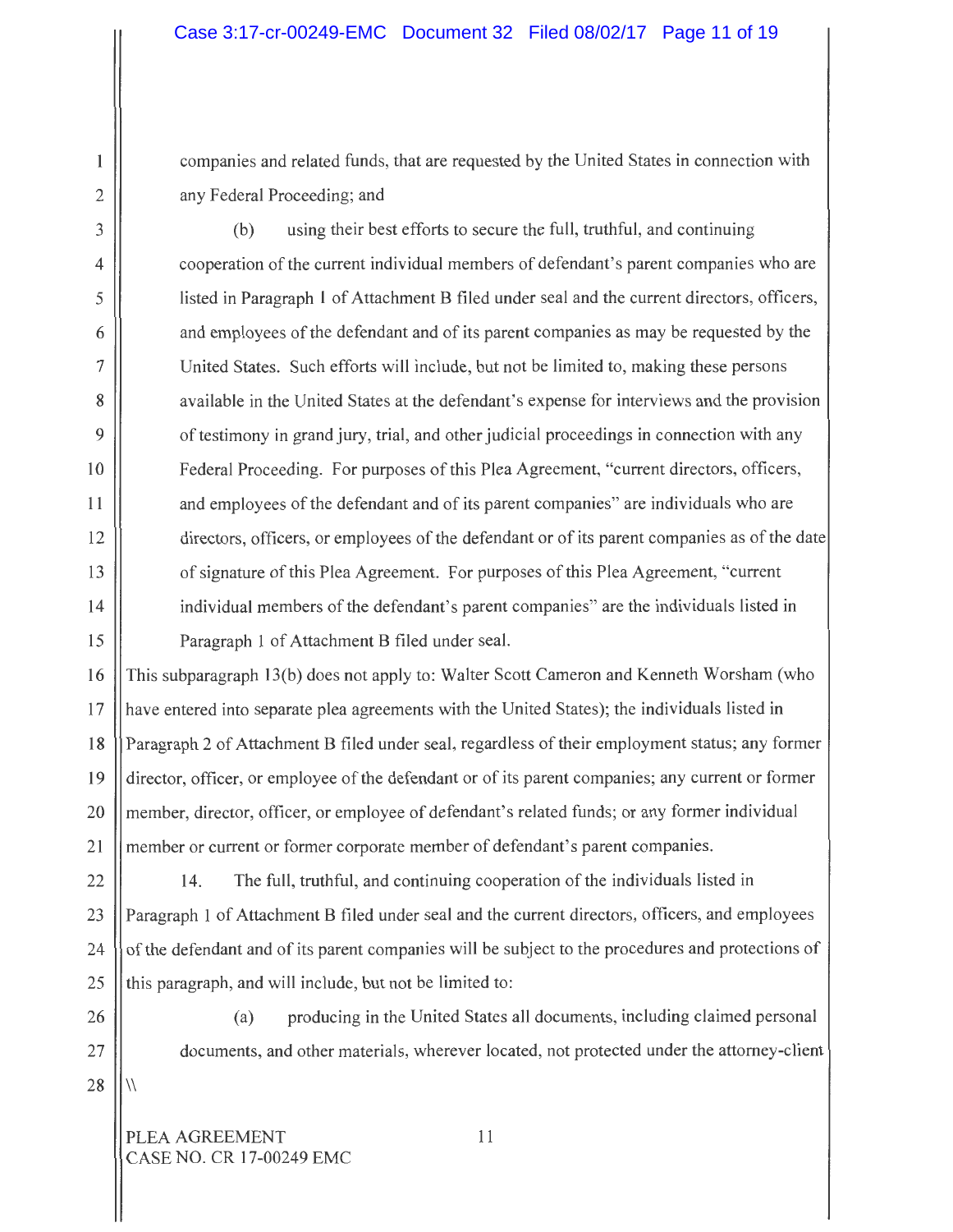companies and related funds, that are requested by the United States in connection with any Federal Proceeding; and

(b) using their best efforts to secure the full, truthful, and continuing cooperation of the current individual members of defendant's parent companies who are listed in Paragraph 1 of Attachment B filed under seal and the current directors, officers, and employees of the defendant and of its parent companies as may be requested by the United States. Such efforts will include, but not be limited to, making these persons available in the United States at the defendant's expense for interviews and the provision of testimony in grand jury, trial, and other judicial proceedings in connection with any Federal Proceeding. For purposes of this Plea Agreement, "current directors, officers, and employees of the defendant and of its parent companies" are individuals who are directors, officers, or employees of the defendant or of its parent companies as of the date of signature of this Plea Agreement. For purposes of this Plea Agreement, "current individual members of the defendant's parent companies" are the individuals listed in Paragraph 1 of Attachment B filed under seal.

This subparagraph 13(b) does not apply to: Walter Scott Cameron and Kenneth Worsham (who have entered into separate plea agreements with the United States); the individuals listed in Paragraph 2 of Attachment B filed under seal, regardless of their employment status; any former director, officer, or employee of the defendant or of its parent companies; any current or former member, director, officer, or employee of defendant's related funds; or any former individual member or current or former corporate member of defendant's parent companies.

14. The full, truthful, and continuing cooperation of the individuals listed in Paragraph 1 of Attachment B filed under seal and the current directors, officers, and employees of the defendant and of its parent companies will be subject to the procedures and protections of this paragraph, and will include, but not be limited to:

(a) producing in the United States all documents, including claimed personal documents, and other materials, wherever located, not protected under the attorney-client

\\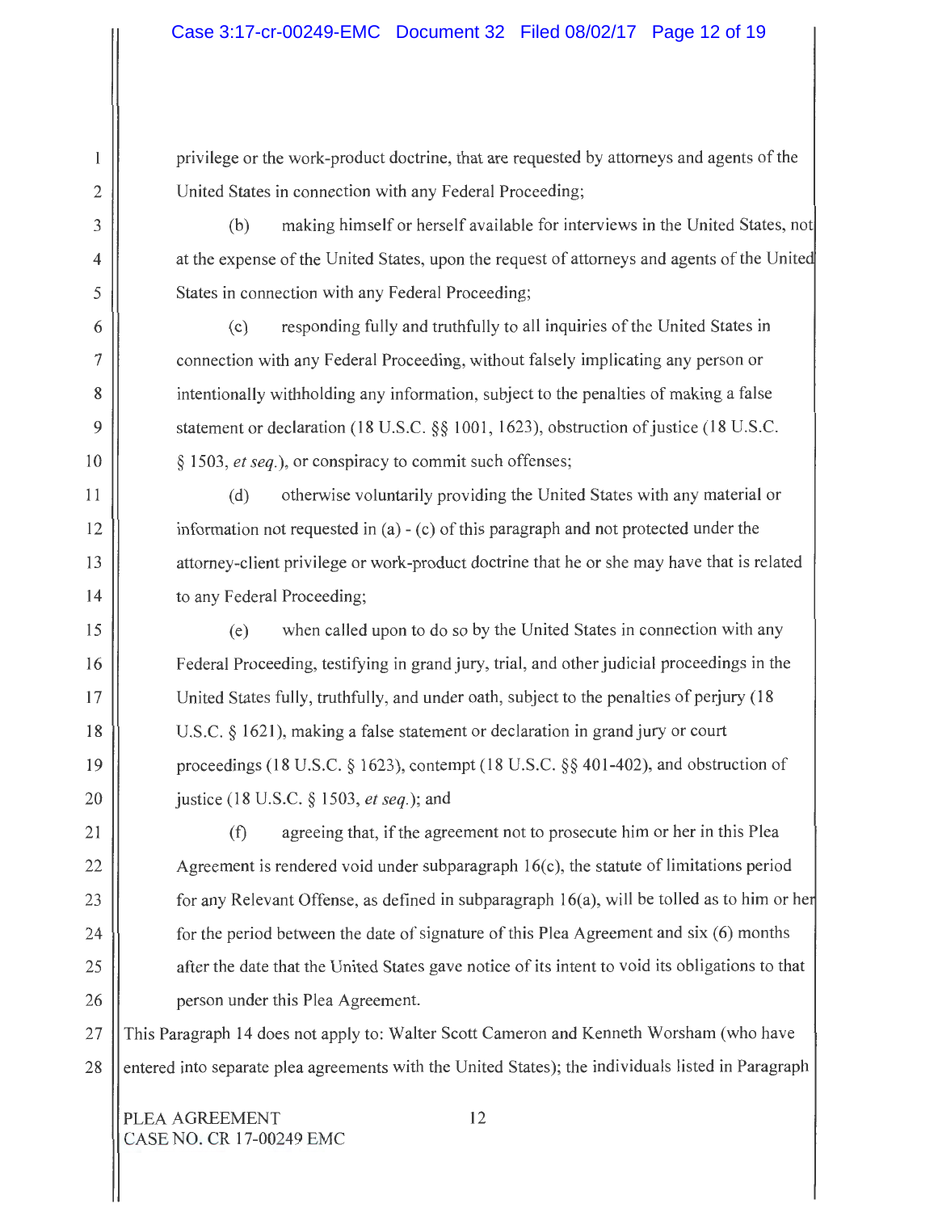privilege or the work-product doctrine, that are requested by attorneys and agents of the United States in connection with any Federal Proceeding;

(b) making himself or herself available for interviews in the United States, not at the expense of the United States, upon the request of attorneys and agents of the United States in connection with any Federal Proceeding;

(c) responding fully and truthfully to all inquiries of the United States in connection with any Federal Proceeding, without falsely implicating any person or intentionally withholding any information, subject to the penalties of making a false statement or declaration (18 U.S.C. §§ 1001, 1623), obstruction of justice (18 U.S.C. § 1503, *et seq.*), or conspiracy to commit such offenses;

(d) otherwise voluntarily providing the United States with any material or information not requested in (a) - (c) of this paragraph and not protected under the attorney-client privilege or work-product doctrine that he or she may have that is related to any Federal Proceeding;

(e) when called upon to do so by the United States in connection with any Federal Proceeding, testifying in grand jury, trial, and other judicial proceedings in the United States fully, truthfully, and under oath, subject to the penalties of perjury (18 U.S.C. § 1621), making a false statement or declaration in grand jury or court proceedings (18 U.S.C. § 1623), contempt (18 U.S.C. §§ 401-402), and obstruction of justice (18 U.S.C. § 1503, *et seq.*); and

(f) agreeing that, if the agreement not to prosecute him or her in this Plea Agreement is rendered void under subparagraph 16(c), the statute of limitations period for any Relevant Offense, as defined in subparagraph 16(a), will be tolled as to him or her for the period between the date of signature of this Plea Agreement and six (6) months after the date that the United States gave notice of its intent to void its obligations to that person under this Plea Agreement.

This Paragraph 14 does not apply to: Walter Scott Cameron and Kenneth Worsham (who have entered into separate plea agreements with the United States); the individuals listed in Paragraph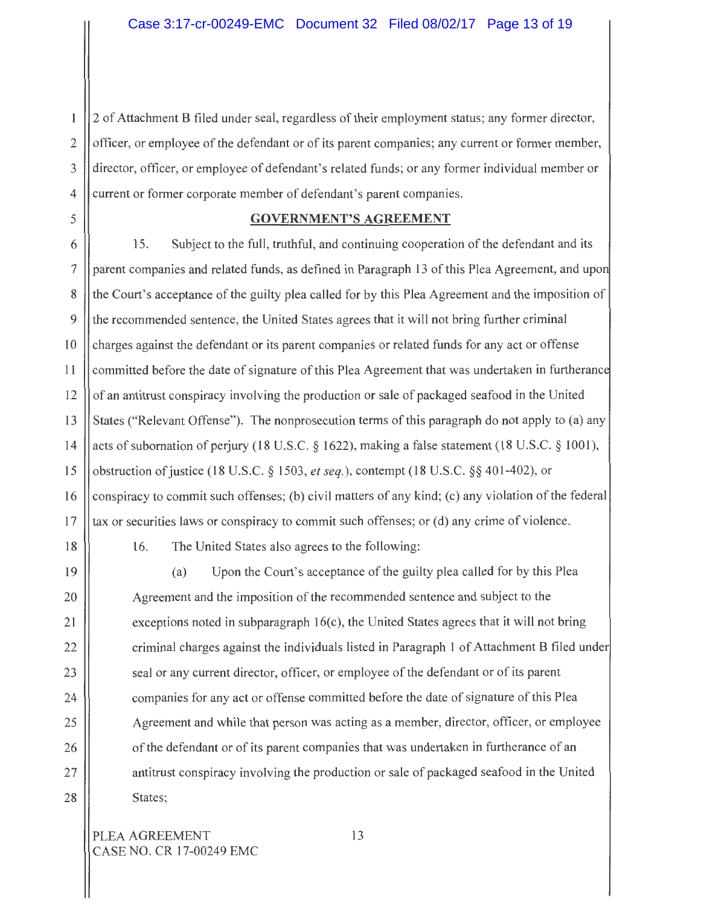2 of Attachment B filed under seal, regardless of their employment status; any former director, officer, or employee of the defendant or of its parent companies; any current or former member, director, officer, or employee of defendant's related funds; or any former individual member or current or former corporate member of defendant's parent companies.

## GOVERNMENT'S AGREEMENT

15. Subject to the full, truthful, and continuing cooperation of the defendant and its parent companies and related funds, as defined in Paragraph 13 of this Plea Agreement, and upon the Court's acceptance of the guilty plea called for by this Plea Agreement and the imposition of the recommended sentence, the United States agrees that it will not bring further criminal charges against the defendant or its parent companies or related funds for any act or offense committed before the date of signature of this Plea Agreement that was undertaken in furtherance of an antitrust conspiracy involving the production or sale of packaged seafood in the United States ("Relevant Offense"). The nonprosecution terms of this paragraph do not apply to (a) any acts of subornation of perjury (18 U.S.C. § 1622), making a false statement (18 U.S.C. § 1001), obstruction of justice (18 U.S.C. § 1503, *et seq.*), contempt (18 U.S.C. §§ 401-402), or conspiracy to commit such offenses; (b) civil matters of any kind; (c) any violation of the federal tax or securities laws or conspiracy to commit such offenses; or (d) any crime of violence.

16. The United States also agrees to the following:

(a) Upon the Court's acceptance of the guilty plea called for by this Plea Agreement and the imposition of the recommended sentence and subject to the exceptions noted in subparagraph 16(c), the United States agrees that it will not bring criminal charges against the individuals listed in Paragraph 1 of Attachment B filed under seal or any current director, officer, or employee of the defendant or of its parent companies for any act or offense committed before the date of signature of this Plea Agreement and while that person was acting as a member, director, officer, or employee of the defendant or of its parent companies that was undertaken in furtherance of an antitrust conspiracy involving the production or sale of packaged seafood in the United States;

PLEA AGREEMENT
CASE NO. CR 17-00249 EMC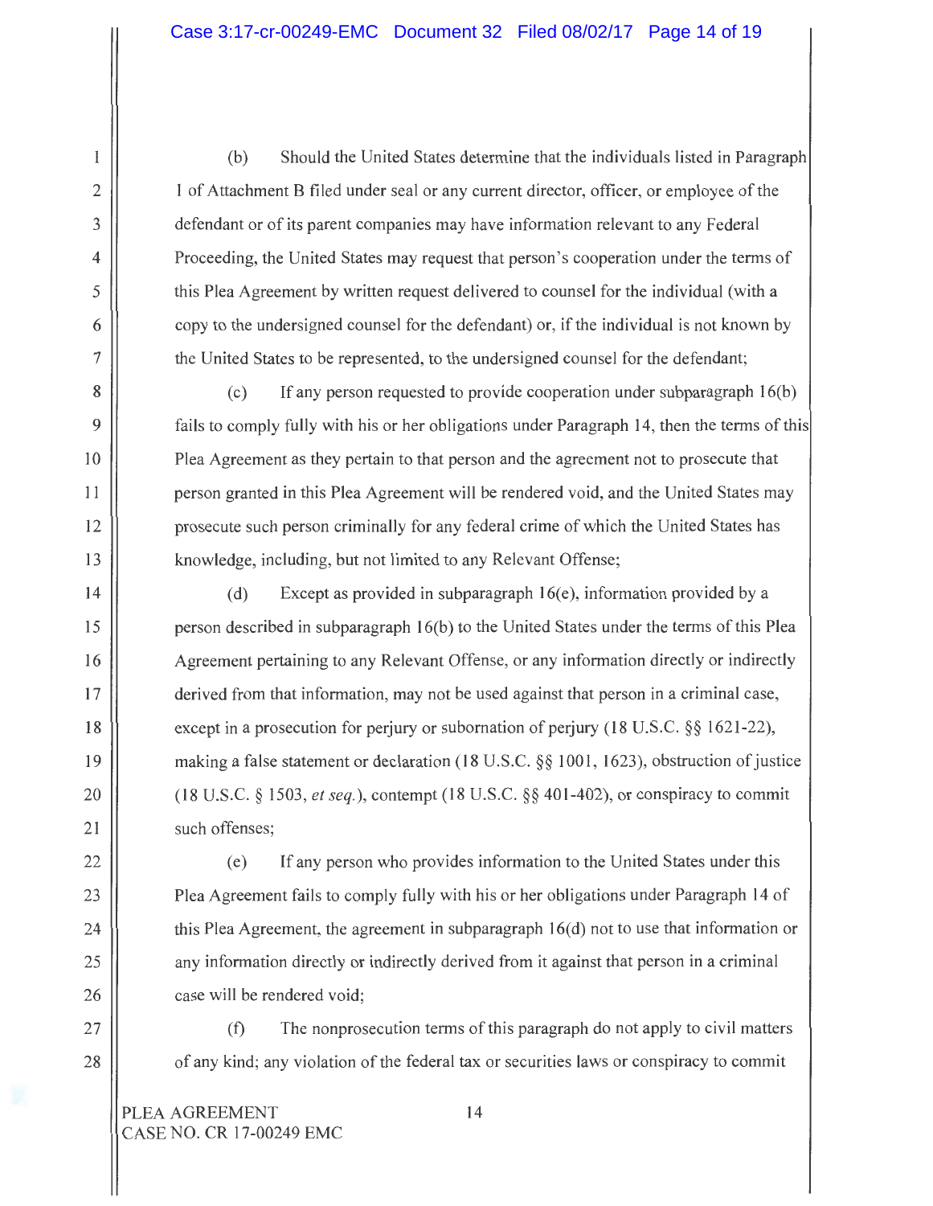(b) Should the United States determine that the individuals listed in Paragraph 1 of Attachment B filed under seal or any current director, officer, or employee of the defendant or of its parent companies may have information relevant to any Federal Proceeding, the United States may request that person's cooperation under the terms of this Plea Agreement by written request delivered to counsel for the individual (with a copy to the undersigned counsel for the defendant) or, if the individual is not known by the United States to be represented, to the undersigned counsel for the defendant;

(c) If any person requested to provide cooperation under subparagraph 16(b) fails to comply fully with his or her obligations under Paragraph 14, then the terms of this Plea Agreement as they pertain to that person and the agreement not to prosecute that person granted in this Plea Agreement will be rendered void, and the United States may prosecute such person criminally for any federal crime of which the United States has knowledge, including, but not limited to any Relevant Offense;

(d) Except as provided in subparagraph 16(e), information provided by a person described in subparagraph 16(b) to the United States under the terms of this Plea Agreement pertaining to any Relevant Offense, or any information directly or indirectly derived from that information, may not be used against that person in a criminal case, except in a prosecution for perjury or subornation of perjury (18 U.S.C. §§ 1621-22), making a false statement or declaration (18 U.S.C. §§ 1001, 1623), obstruction of justice (18 U.S.C. § 1503, *et seq.*), contempt (18 U.S.C. §§ 401-402), or conspiracy to commit such offenses;

(e) If any person who provides information to the United States under this Plea Agreement fails to comply fully with his or her obligations under Paragraph 14 of this Plea Agreement, the agreement in subparagraph 16(d) not to use that information or any information directly or indirectly derived from it against that person in a criminal case will be rendered void;

(f) The nonprosecution terms of this paragraph do not apply to civil matters of any kind; any violation of the federal tax or securities laws or conspiracy to commit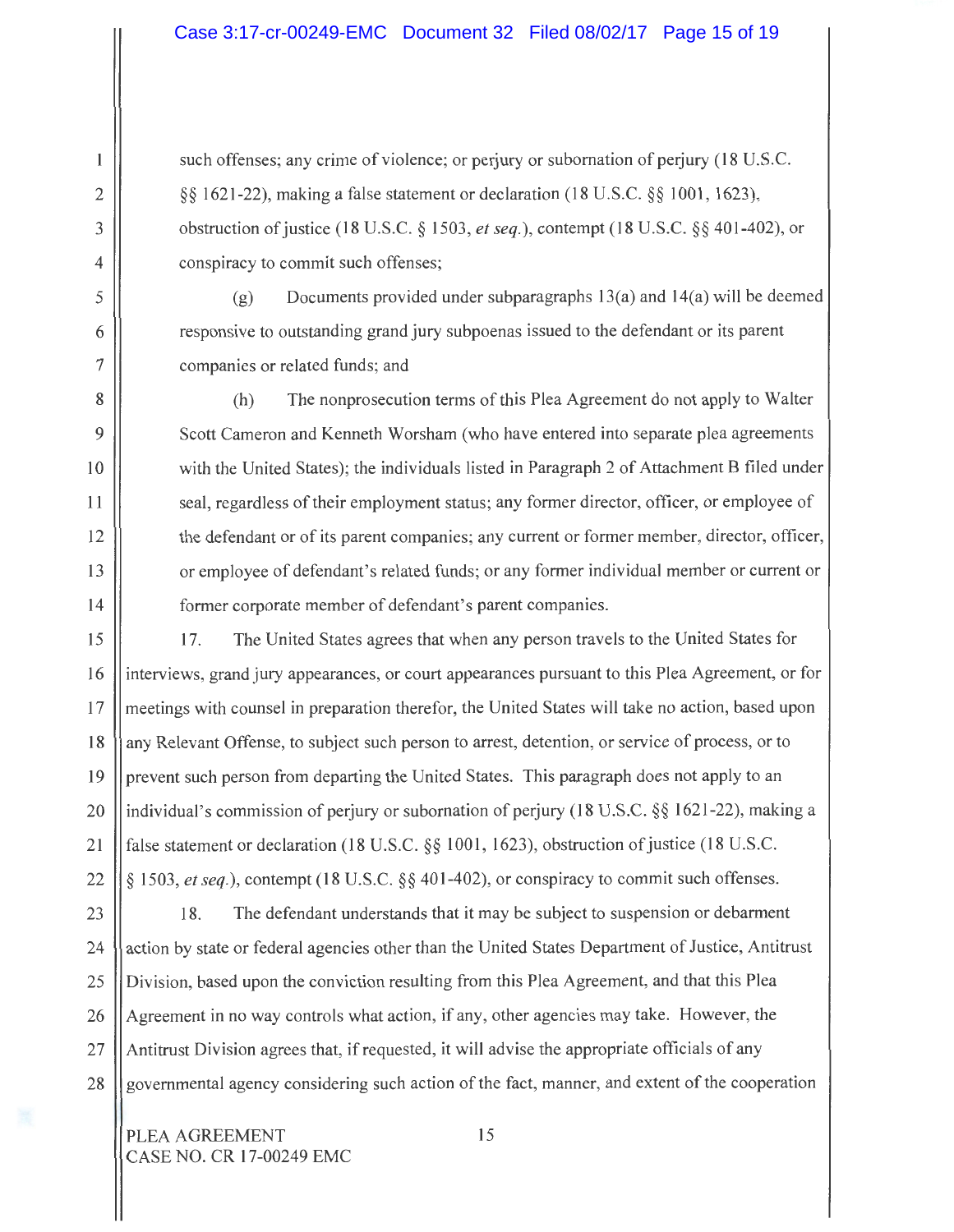such offenses; any crime of violence; or perjury or subornation of perjury (18 U.S.C. §§ 1621-22), making a false statement or declaration (18 U.S.C. §§ 1001, 1623), obstruction of justice (18 U.S.C. § 1503, *et seq.*), contempt (18 U.S.C. §§ 401-402), or conspiracy to commit such offenses;

(g) Documents provided under subparagraphs 13(a) and 14(a) will be deemed responsive to outstanding grand jury subpoenas issued to the defendant or its parent companies or related funds; and

(h) The nonprosecution terms of this Plea Agreement do not apply to Walter Scott Cameron and Kenneth Worsham (who have entered into separate plea agreements with the United States); the individuals listed in Paragraph 2 of Attachment B filed under seal, regardless of their employment status; any former director, officer, or employee of the defendant or of its parent companies; any current or former member, director, officer, or employee of defendant's related funds; or any former individual member or current or former corporate member of defendant's parent companies.

17. The United States agrees that when any person travels to the United States for interviews, grand jury appearances, or court appearances pursuant to this Plea Agreement, or for meetings with counsel in preparation therefor, the United States will take no action, based upon any Relevant Offense, to subject such person to arrest, detention, or service of process, or to prevent such person from departing the United States. This paragraph does not apply to an individual's commission of perjury or subornation of perjury (18 U.S.C. §§ 1621-22), making a false statement or declaration (18 U.S.C. §§ 1001, 1623), obstruction of justice (18 U.S.C. § 1503, *et seq.*), contempt (18 U.S.C. §§ 401-402), or conspiracy to commit such offenses.

18. The defendant understands that it may be subject to suspension or debarment action by state or federal agencies other than the United States Department of Justice, Antitrust Division, based upon the conviction resulting from this Plea Agreement, and that this Plea Agreement in no way controls what action, if any, other agencies may take. However, the Antitrust Division agrees that, if requested, it will advise the appropriate officials of any governmental agency considering such action of the fact, manner, and extent of the cooperation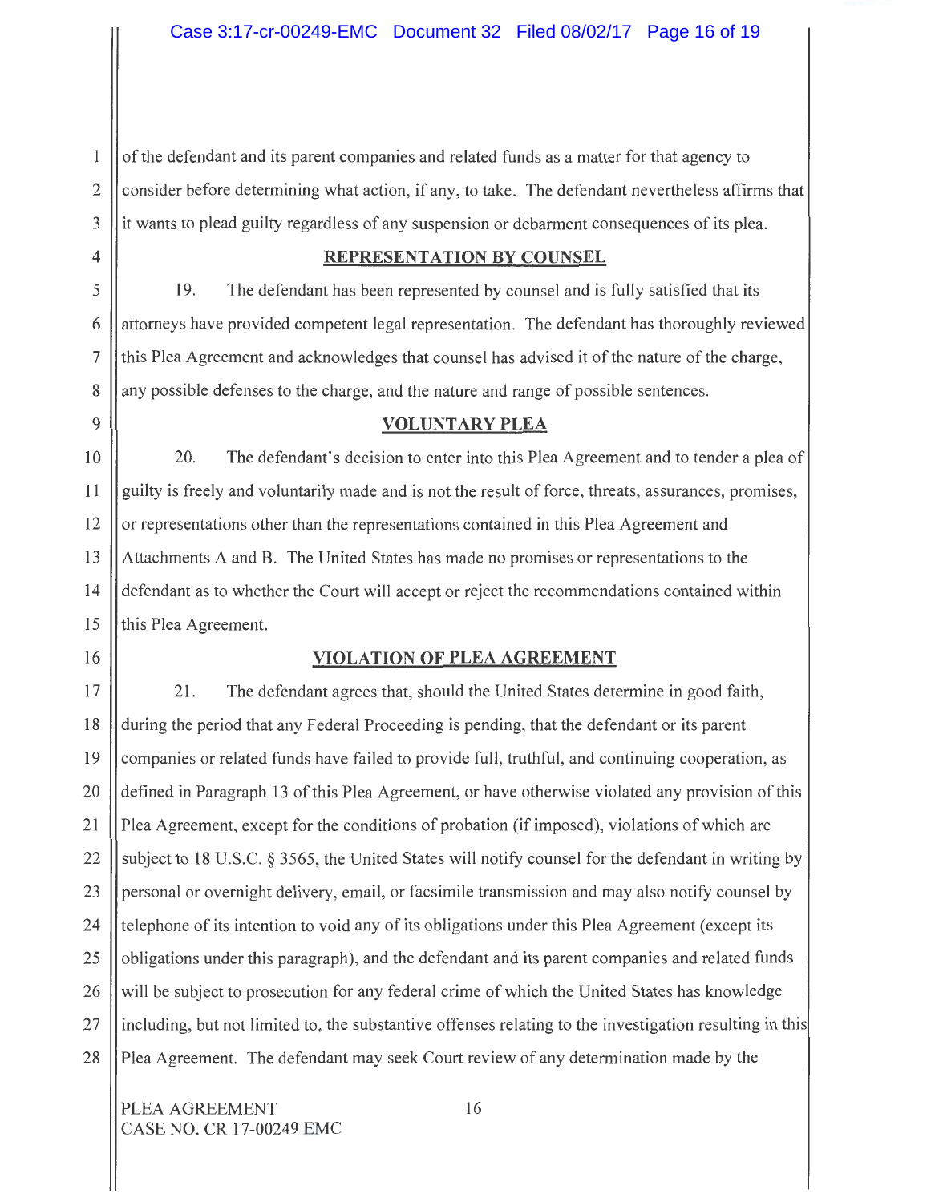of the defendant and its parent companies and related funds as a matter for that agency to consider before determining what action, if any, to take. The defendant nevertheless affirms that it wants to plead guilty regardless of any suspension or debarment consequences of its plea.

## REPRESENTATION BY COUNSEL

19. The defendant has been represented by counsel and is fully satisfied that its attorneys have provided competent legal representation. The defendant has thoroughly reviewed this Plea Agreement and acknowledges that counsel has advised it of the nature of the charge, any possible defenses to the charge, and the nature and range of possible sentences.

## VOLUNTARY PLEA

20. The defendant's decision to enter into this Plea Agreement and to tender a plea of guilty is freely and voluntarily made and is not the result of force, threats, assurances, promises, or representations other than the representations contained in this Plea Agreement and Attachments A and B. The United States has made no promises or representations to the defendant as to whether the Court will accept or reject the recommendations contained within this Plea Agreement.

## VIOLATION OF PLEA AGREEMENT

21. The defendant agrees that, should the United States determine in good faith, during the period that any Federal Proceeding is pending, that the defendant or its parent companies or related funds have failed to provide full, truthful, and continuing cooperation, as defined in Paragraph 13 of this Plea Agreement, or have otherwise violated any provision of this Plea Agreement, except for the conditions of probation (if imposed), violations of which are subject to 18 U.S.C. § 3565, the United States will notify counsel for the defendant in writing by personal or overnight delivery, email, or facsimile transmission and may also notify counsel by telephone of its intention to void any of its obligations under this Plea Agreement (except its obligations under this paragraph), and the defendant and its parent companies and related funds will be subject to prosecution for any federal crime of which the United States has knowledge including, but not limited to, the substantive offenses relating to the investigation resulting in this Plea Agreement. The defendant may seek Court review of any determination made by the

PLEA AGREEMENT
CASE NO. CR 17-00249 EMC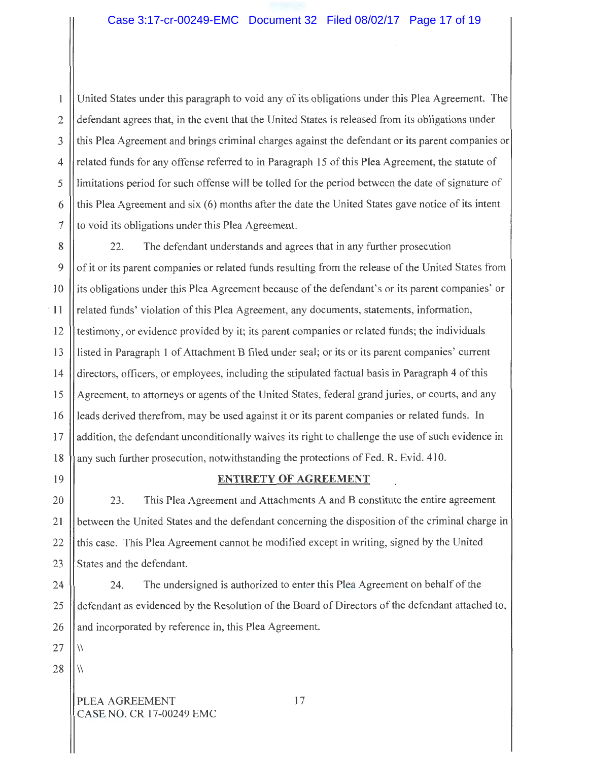United States under this paragraph to void any of its obligations under this Plea Agreement. The defendant agrees that, in the event that the United States is released from its obligations under this Plea Agreement and brings criminal charges against the defendant or its parent companies or related funds for any offense referred to in Paragraph 15 of this Plea Agreement, the statute of limitations period for such offense will be tolled for the period between the date of signature of this Plea Agreement and six (6) months after the date the United States gave notice of its intent to void its obligations under this Plea Agreement.

22. The defendant understands and agrees that in any further prosecution of it or its parent companies or related funds resulting from the release of the United States from its obligations under this Plea Agreement because of the defendant's or its parent companies' or related funds' violation of this Plea Agreement, any documents, statements, information, testimony, or evidence provided by it; its parent companies or related funds; the individuals listed in Paragraph 1 of Attachment B filed under seal; or its or its parent companies' current directors, officers, or employees, including the stipulated factual basis in Paragraph 4 of this Agreement, to attorneys or agents of the United States, federal grand juries, or courts, and any leads derived therefrom, may be used against it or its parent companies or related funds. In addition, the defendant unconditionally waives its right to challenge the use of such evidence in any such further prosecution, notwithstanding the protections of Fed. R. Evid. 410.

## ENTIRETY OF AGREEMENT

23. This Plea Agreement and Attachments A and B constitute the entire agreement between the United States and the defendant concerning the disposition of the criminal charge in this case. This Plea Agreement cannot be modified except in writing, signed by the United States and the defendant.

24. The undersigned is authorized to enter this Plea Agreement on behalf of the defendant as evidenced by the Resolution of the Board of Directors of the defendant attached to, and incorporated by reference in, this Plea Agreement.

\\

\\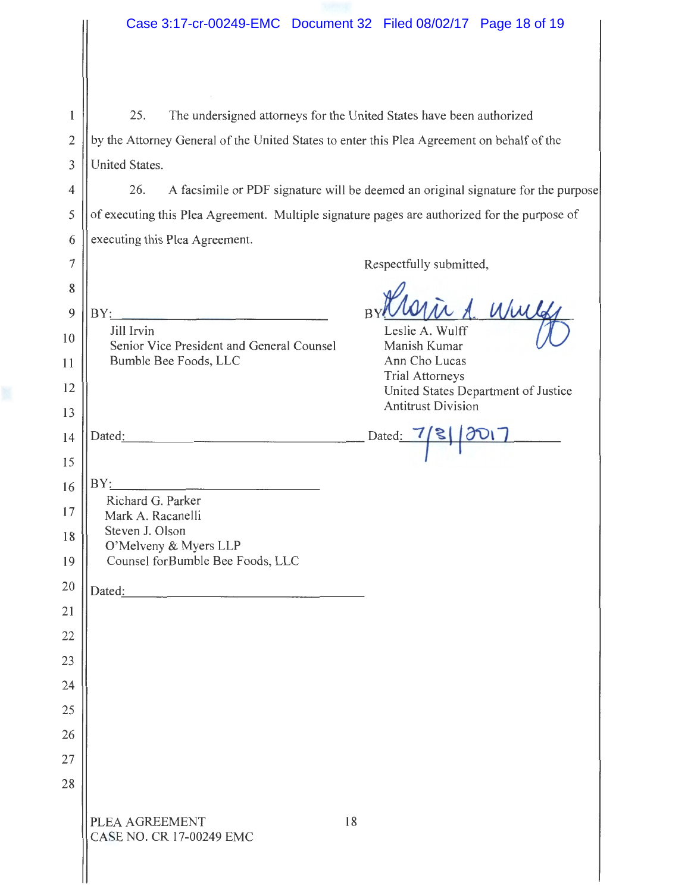25. The undersigned attorneys for the United States have been authorized by the Attorney General of the United States to enter this Plea Agreement on behalf of the United States.

26. A facsimile or PDF signature will be deemed an original signature for the purpose of executing this Plea Agreement. Multiple signature pages are authorized for the purpose of executing this Plea Agreement.

Respectfully submitted,

BY: ______________________________
Jill Irvin
Senior Vice President and General Counsel
Bumble Bee Foods, LLC

Dated: ______________________________

BY: *Leslie A. Wulff*
Leslie A. Wulff
Manish Kumar
Ann Cho Lucas
Trial Attorneys
United States Department of Justice
Antitrust Division

Dated: 7/31/2017

BY: ______________________________
Richard G. Parker
Mark A. Racanelli
Steven J. Olson
O'Melveny & Myers LLP
Counsel forBumble Bee Foods, LLC

Dated: ______________________________

PLEA AGREEMENT
CASE NO. CR 17-00249 EMC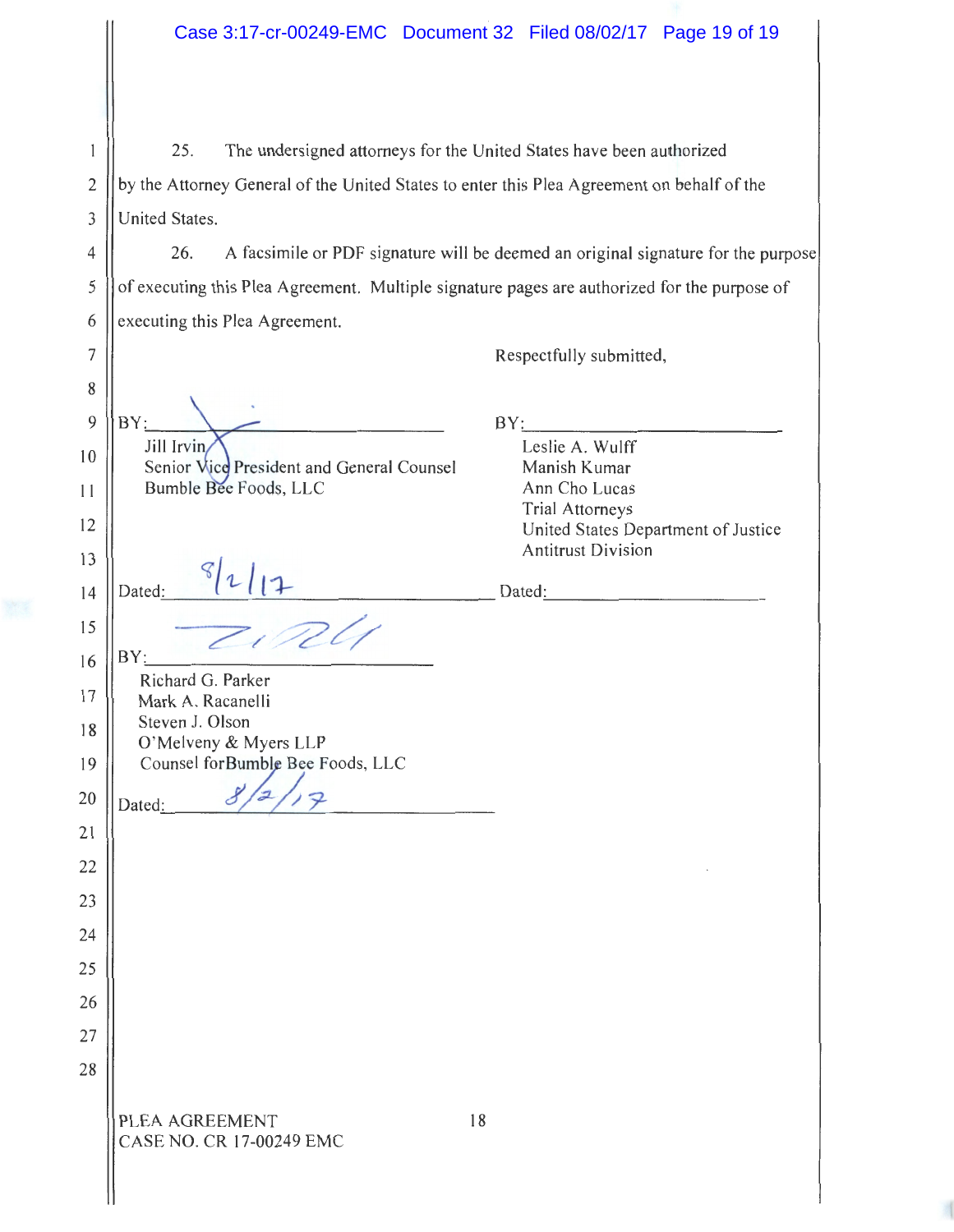25. The undersigned attorneys for the United States have been authorized by the Attorney General of the United States to enter this Plea Agreement on behalf of the United States.

26. A facsimile or PDF signature will be deemed an original signature for the purpose of executing this Plea Agreement. Multiple signature pages are authorized for the purpose of executing this Plea Agreement.

Respectfully submitted,

BY:\_\_\_\_\_\_\_\_\_\_\_\_\_\_\_\_\_\_\_\_\_\_\_\_\_\_\_\_\_\_
Jill Irvin
Senior Vice President and General Counsel
Bumble Bee Foods, LLC

Dated: 8/2/17

BY:\_\_\_\_\_\_\_\_\_\_\_\_\_\_\_\_\_\_\_\_\_\_\_\_\_\_\_\_\_\_
Leslie A. Wulff
Manish Kumar
Ann Cho Lucas
Trial Attorneys
United States Department of Justice
Antitrust Division

Dated:\_\_\_\_\_\_\_\_\_\_\_\_\_\_\_\_\_\_\_\_\_\_\_\_\_\_\_\_\_\_

BY:\_\_\_\_\_\_\_\_\_\_\_\_\_\_\_\_\_\_\_\_\_\_\_\_\_\_\_\_\_\_
Richard G. Parker
Mark A. Racanelli
Steven J. Olson
O'Melveny & Myers LLP
Counsel for Bumble Bee Foods, LLC

Dated: 8/2/17

PLEA AGREEMENT
CASE NO. CR 17-00249 EMC